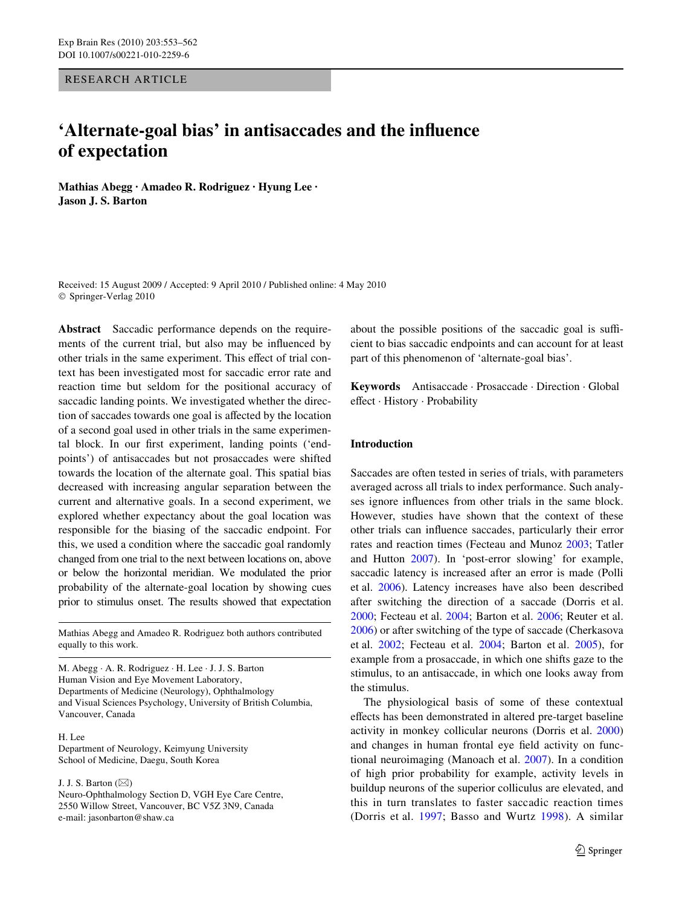RESEARCH ARTICLE

# 'Alternate-goal bias' in antisaccades and the influence of expectation

**Mathias Abegg · Amadeo R. Rodriguez · Hyung Lee · Jason J. S. Barton**

Received: 15 August 2009 / Accepted: 9 April 2010 / Published online: 4 May 2010
© Springer-Verlag 2010

**Abstract** Saccadic performance depends on the requirements of the current trial, but also may be influenced by other trials in the same experiment. This effect of trial context has been investigated most for saccadic error rate and reaction time but seldom for the positional accuracy of saccadic landing points. We investigated whether the direction of saccades towards one goal is affected by the location of a second goal used in other trials in the same experimental block. In our first experiment, landing points ('endpoints') of antisaccades but not prosaccades were shifted towards the location of the alternate goal. This spatial bias decreased with increasing angular separation between the current and alternative goals. In a second experiment, we explored whether expectancy about the goal location was responsible for the biasing of the saccadic endpoint. For this, we used a condition where the saccadic goal randomly changed from one trial to the next between locations on, above or below the horizontal meridian. We modulated the prior probability of the alternate-goal location by showing cues prior to stimulus onset. The results showed that expectation about the possible positions of the saccadic goal is sufficient to bias saccadic endpoints and can account for at least part of this phenomenon of 'alternate-goal bias'.

**Keywords** Antisaccade · Prosaccade · Direction · Global effect · History · Probability

Mathias Abegg and Amadeo R. Rodriguez both authors contributed equally to this work.

M. Abegg · A. R. Rodriguez · H. Lee · J. J. S. Barton
Human Vision and Eye Movement Laboratory,
Departments of Medicine (Neurology), Ophthalmology and Visual Sciences Psychology, University of British Columbia, Vancouver, Canada

H. Lee
Department of Neurology, Keimyung University School of Medicine, Daegu, South Korea

J. J. S. Barton (✉)
Neuro-Ophthalmology Section D, VGH Eye Care Centre, 2550 Willow Street, Vancouver, BC V5Z 3N9, Canada
e-mail: jasonbarton@shaw.ca

## Introduction

Saccades are often tested in series of trials, with parameters averaged across all trials to index performance. Such analyses ignore influences from other trials in the same block. However, studies have shown that the context of these other trials can influence saccades, particularly their error rates and reaction times (Fecteau and Munoz 2003; Tatler and Hutton 2007). In 'post-error slowing' for example, saccadic latency is increased after an error is made (Polli et al. 2006). Latency increases have also been described after switching the direction of a saccade (Dorris et al. 2000; Fecteau et al. 2004; Barton et al. 2006; Reuter et al. 2006) or after switching of the type of saccade (Cherkasova et al. 2002; Fecteau et al. 2004; Barton et al. 2005), for example from a prosaccade, in which one shifts gaze to the stimulus, to an antisaccade, in which one looks away from the stimulus.

The physiological basis of some of these contextual effects has been demonstrated in altered pre-target baseline activity in monkey collicular neurons (Dorris et al. 2000) and changes in human frontal eye field activity on functional neuroimaging (Manoach et al. 2007). In a condition of high prior probability for example, activity levels in buildup neurons of the superior colliculus are elevated, and this in turn translates to faster saccadic reaction times (Dorris et al. 1997; Basso and Wurtz 1998). A similar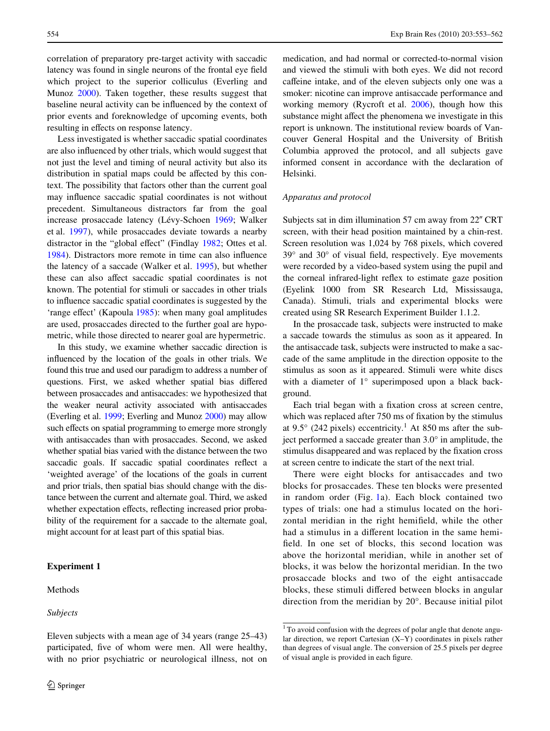correlation of preparatory pre-target activity with saccadic latency was found in single neurons of the frontal eye field which project to the superior colliculus (Everling and Munoz 2000). Taken together, these results suggest that baseline neural activity can be influenced by the context of prior events and foreknowledge of upcoming events, both resulting in effects on response latency.

Less investigated is whether saccadic spatial coordinates are also influenced by other trials, which would suggest that not just the level and timing of neural activity but also its distribution in spatial maps could be affected by this context. The possibility that factors other than the current goal may influence saccadic spatial coordinates is not without precedent. Simultaneous distractors far from the goal increase prosaccade latency (Lévy-Schoen 1969; Walker et al. 1997), while prosaccades deviate towards a nearby distractor in the "global effect" (Findlay 1982; Ottes et al. 1984). Distractors more remote in time can also influence the latency of a saccade (Walker et al. 1995), but whether these can also affect saccadic spatial coordinates is not known. The potential for stimuli or saccades in other trials to influence saccadic spatial coordinates is suggested by the 'range effect' (Kapoula 1985): when many goal amplitudes are used, prosaccades directed to the further goal are hypometric, while those directed to nearer goal are hypermetric.

In this study, we examine whether saccadic direction is influenced by the location of the goals in other trials. We found this true and used our paradigm to address a number of questions. First, we asked whether spatial bias differed between prosaccades and antisaccades: we hypothesized that the weaker neural activity associated with antisaccades (Everling et al. 1999; Everling and Munoz 2000) may allow such effects on spatial programming to emerge more strongly with antisaccades than with prosaccades. Second, we asked whether spatial bias varied with the distance between the two saccadic goals. If saccadic spatial coordinates reflect a 'weighted average' of the locations of the goals in current and prior trials, then spatial bias should change with the distance between the current and alternate goal. Third, we asked whether expectation effects, reflecting increased prior probability of the requirement for a saccade to the alternate goal, might account for at least part of this spatial bias.

## Experiment 1

### Methods

#### *Subjects*

Eleven subjects with a mean age of 34 years (range 25–43) participated, five of whom were men. All were healthy, with no prior psychiatric or neurological illness, not on medication, and had normal or corrected-to-normal vision and viewed the stimuli with both eyes. We did not record caffeine intake, and of the eleven subjects only one was a smoker: nicotine can improve antisaccade performance and working memory (Rycroft et al. 2006), though how this substance might affect the phenomena we investigate in this report is unknown. The institutional review boards of Vancouver General Hospital and the University of British Columbia approved the protocol, and all subjects gave informed consent in accordance with the declaration of Helsinki.

#### *Apparatus and protocol*

Subjects sat in dim illumination 57 cm away from 22″ CRT screen, with their head position maintained by a chin-rest. Screen resolution was 1,024 by 768 pixels, which covered 39° and 30° of visual field, respectively. Eye movements were recorded by a video-based system using the pupil and the corneal infrared-light reflex to estimate gaze position (Eyelink 1000 from SR Research Ltd, Mississauga, Canada). Stimuli, trials and experimental blocks were created using SR Research Experiment Builder 1.1.2.

In the prosaccade task, subjects were instructed to make a saccade towards the stimulus as soon as it appeared. In the antisaccade task, subjects were instructed to make a saccade of the same amplitude in the direction opposite to the stimulus as soon as it appeared. Stimuli were white discs with a diameter of 1° superimposed upon a black background.

Each trial began with a fixation cross at screen centre, which was replaced after 750 ms of fixation by the stimulus at 9.5° (242 pixels) eccentricity.[1] At 850 ms after the subject performed a saccade greater than 3.0° in amplitude, the stimulus disappeared and was replaced by the fixation cross at screen centre to indicate the start of the next trial.

There were eight blocks for antisaccades and two blocks for prosaccades. These ten blocks were presented in random order (Fig. 1a). Each block contained two types of trials: one had a stimulus located on the horizontal meridian in the right hemifield, while the other had a stimulus in a different location in the same hemifield. In one set of blocks, this second location was above the horizontal meridian, while in another set of blocks, it was below the horizontal meridian. In the two prosaccade blocks and two of the eight antisaccade blocks, these stimuli differed between blocks in angular direction from the meridian by 20°. Because initial pilot

[1] To avoid confusion with the degrees of polar angle that denote angular direction, we report Cartesian (X–Y) coordinates in pixels rather than degrees of visual angle. The conversion of 25.5 pixels per degree of visual angle is provided in each figure.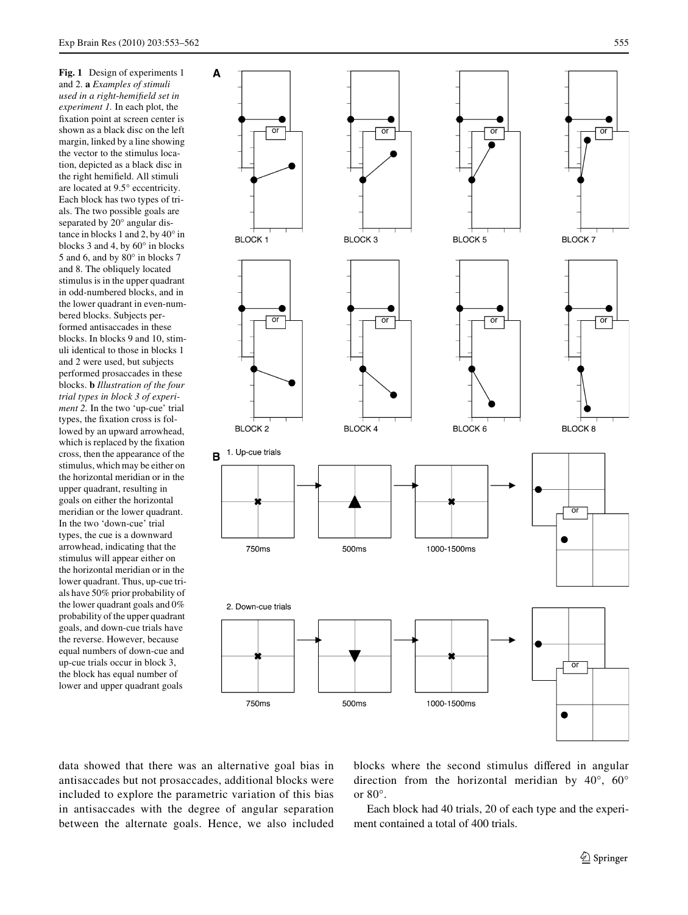**Fig. 1** Design of experiments 1 and 2. **a** *Examples of stimuli used in a right-hemifield set in experiment 1.* In each plot, the fixation point at screen center is shown as a black disc on the left margin, linked by a line showing the vector to the stimulus location, depicted as a black disc in the right hemifield. All stimuli are located at 9.5° eccentricity. Each block has two types of trials. The two possible goals are separated by 20° angular distance in blocks 1 and 2, by 40° in blocks 3 and 4, by 60° in blocks 5 and 6, and by 80° in blocks 7 and 8. The obliquely located stimulus is in the upper quadrant in odd-numbered blocks, and in the lower quadrant in even-numbered blocks. Subjects performed antisaccades in these blocks. In blocks 9 and 10, stimuli identical to those in blocks 1 and 2 were used, but subjects performed prosaccades in these blocks. **b** *Illustration of the four trial types in block 3 of experiment 2.* In the two 'up-cue' trial types, the fixation cross is followed by an upward arrowhead, which is replaced by the fixation cross, then the appearance of the stimulus, which may be either on the horizontal meridian or in the upper quadrant, resulting in goals on either the horizontal meridian or the lower quadrant. In the two 'down-cue' trial types, the cue is a downward arrowhead, indicating that the stimulus will appear either on the horizontal meridian or in the lower quadrant. Thus, up-cue trials have 50% prior probability of the lower quadrant goals and 0% probability of the upper quadrant goals, and down-cue trials have the reverse. However, because equal numbers of down-cue and up-cue trials occur in block 3, the block has equal number of lower and upper quadrant goals

data showed that there was an alternative goal bias in antisaccades but not prosaccades, additional blocks were included to explore the parametric variation of this bias in antisaccades with the degree of angular separation between the alternate goals. Hence, we also included blocks where the second stimulus differed in angular direction from the horizontal meridian by 40°, 60° or 80°.

Each block had 40 trials, 20 of each type and the experiment contained a total of 400 trials.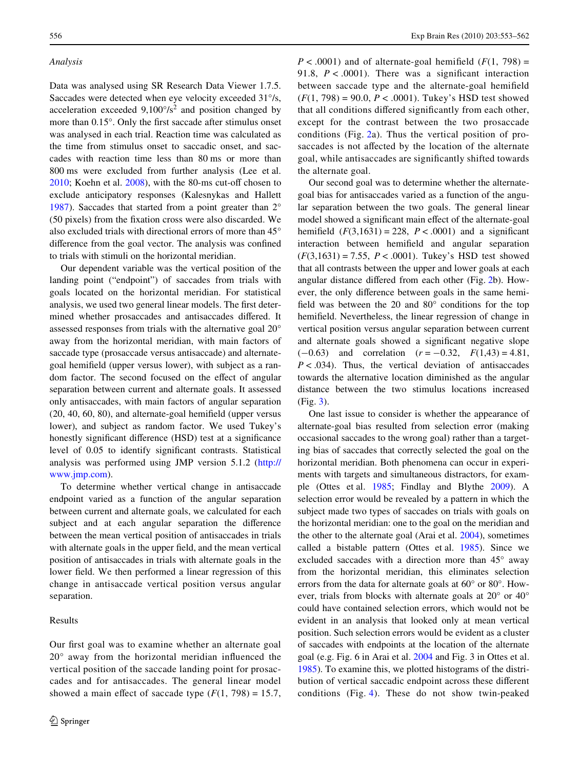*Analysis*

Data was analysed using SR Research Data Viewer 1.7.5. Saccades were detected when eye velocity exceeded 31°/s, acceleration exceeded 9,100°/s$^2$ and position changed by more than 0.15°. Only the first saccade after stimulus onset was analysed in each trial. Reaction time was calculated as the time from stimulus onset to saccadic onset, and saccades with reaction time less than 80 ms or more than 800 ms were excluded from further analysis (Lee et al. 2010; Koehn et al. 2008), with the 80-ms cut-off chosen to exclude anticipatory responses (Kalesnykas and Hallett 1987). Saccades that started from a point greater than 2° (50 pixels) from the fixation cross were also discarded. We also excluded trials with directional errors of more than 45° difference from the goal vector. The analysis was confined to trials with stimuli on the horizontal meridian.

Our dependent variable was the vertical position of the landing point ("endpoint") of saccades from trials with goals located on the horizontal meridian. For statistical analysis, we used two general linear models. The first determined whether prosaccades and antisaccades differed. It assessed responses from trials with the alternative goal 20° away from the horizontal meridian, with main factors of saccade type (prosaccade versus antisaccade) and alternate-goal hemifield (upper versus lower), with subject as a random factor. The second focused on the effect of angular separation between current and alternate goals. It assessed only antisaccades, with main factors of angular separation (20, 40, 60, 80), and alternate-goal hemifield (upper versus lower), and subject as random factor. We used Tukey's honestly significant difference (HSD) test at a significance level of 0.05 to identify significant contrasts. Statistical analysis was performed using JMP version 5.1.2 (http://www.jmp.com).

To determine whether vertical change in antisaccade endpoint varied as a function of the angular separation between current and alternate goals, we calculated for each subject and at each angular separation the difference between the mean vertical position of antisaccades in trials with alternate goals in the upper field, and the mean vertical position of antisaccades in trials with alternate goals in the lower field. We then performed a linear regression of this change in antisaccade vertical position versus angular separation.

## Results

Our first goal was to examine whether an alternate goal 20° away from the horizontal meridian influenced the vertical position of the saccade landing point for prosaccades and for antisaccades. The general linear model showed a main effect of saccade type ($F(1, 798) = 15.7$, $P < .0001$) and of alternate-goal hemifield ($F(1, 798) = 91.8$, $P < .0001$). There was a significant interaction between saccade type and the alternate-goal hemifield ($F(1, 798) = 90.0$, $P < .0001$). Tukey's HSD test showed that all conditions differed significantly from each other, except for the contrast between the two prosaccade conditions (Fig. 2a). Thus the vertical position of prosaccades is not affected by the location of the alternate goal, while antisaccades are significantly shifted towards the alternate goal.

Our second goal was to determine whether the alternate-goal bias for antisaccades varied as a function of the angular separation between the two goals. The general linear model showed a significant main effect of the alternate-goal hemifield ($F(3,1631) = 228$, $P < .0001$) and a significant interaction between hemifield and angular separation ($F(3,1631) = 7.55$, $P < .0001$). Tukey's HSD test showed that all contrasts between the upper and lower goals at each angular distance differed from each other (Fig. 2b). However, the only difference between goals in the same hemifield was between the 20 and 80° conditions for the top hemifield. Nevertheless, the linear regression of change in vertical position versus angular separation between current and alternate goals showed a significant negative slope (−0.63) and correlation ($r = -0.32$, $F(1,43) = 4.81$, $P < .034$). Thus, the vertical deviation of antisaccades towards the alternative location diminished as the angular distance between the two stimulus locations increased (Fig. 3).

One last issue to consider is whether the appearance of alternate-goal bias resulted from selection error (making occasional saccades to the wrong goal) rather than a targeting bias of saccades that correctly selected the goal on the horizontal meridian. Both phenomena can occur in experiments with targets and simultaneous distractors, for example (Ottes et al. 1985; Findlay and Blythe 2009). A selection error would be revealed by a pattern in which the subject made two types of saccades on trials with goals on the horizontal meridian: one to the goal on the meridian and the other to the alternate goal (Arai et al. 2004), sometimes called a bistable pattern (Ottes et al. 1985). Since we excluded saccades with a direction more than 45° away from the horizontal meridian, this eliminates selection errors from the data for alternate goals at 60° or 80°. However, trials from blocks with alternate goals at 20° or 40° could have contained selection errors, which would not be evident in an analysis that looked only at mean vertical position. Such selection errors would be evident as a cluster of saccades with endpoints at the location of the alternate goal (e.g. Fig. 6 in Arai et al. 2004 and Fig. 3 in Ottes et al. 1985). To examine this, we plotted histograms of the distribution of vertical saccadic endpoint across these different conditions (Fig. 4). These do not show twin-peaked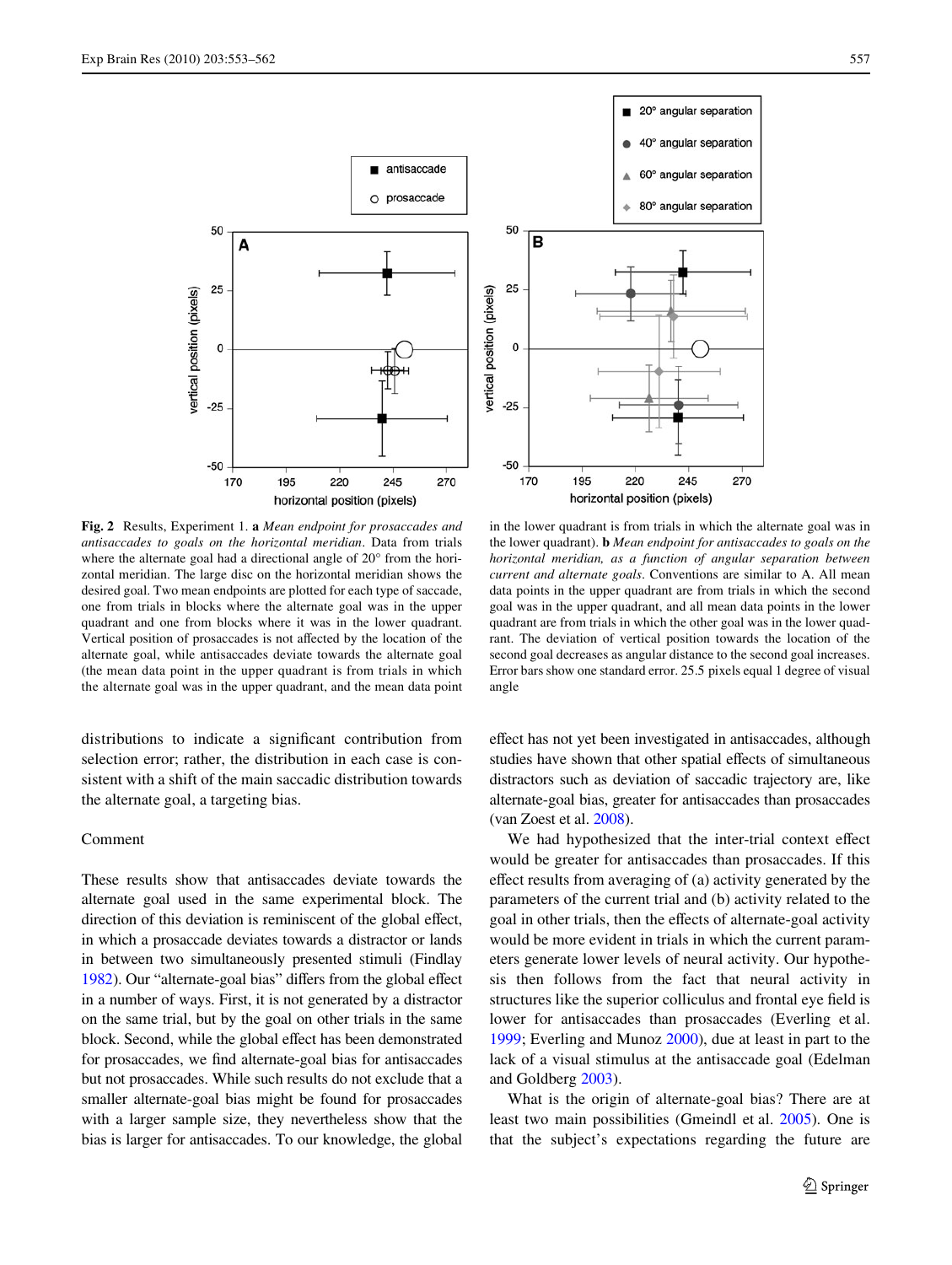**Fig. 2** Results, Experiment 1. **a** *Mean endpoint for prosaccades and antisaccades to goals on the horizontal meridian*. Data from trials where the alternate goal had a directional angle of 20° from the horizontal meridian. The large disc on the horizontal meridian shows the desired goal. Two mean endpoints are plotted for each type of saccade, one from trials in blocks where the alternate goal was in the upper quadrant and one from blocks where it was in the lower quadrant. Vertical position of prosaccades is not affected by the location of the alternate goal, while antisaccades deviate towards the alternate goal (the mean data point in the upper quadrant is from trials in which the alternate goal was in the upper quadrant, and the mean data point in the lower quadrant is from trials in which the alternate goal was in the lower quadrant). **b** *Mean endpoint for antisaccades to goals on the horizontal meridian, as a function of angular separation between current and alternate goals*. Conventions are similar to A. All mean data points in the upper quadrant are from trials in which the second goal was in the upper quadrant, and all mean data points in the lower quadrant are from trials in which the other goal was in the lower quadrant. The deviation of vertical position towards the location of the second goal decreases as angular distance to the second goal increases. Error bars show one standard error. 25.5 pixels equal 1 degree of visual angle

distributions to indicate a significant contribution from selection error; rather, the distribution in each case is consistent with a shift of the main saccadic distribution towards the alternate goal, a targeting bias.

## Comment

These results show that antisaccades deviate towards the alternate goal used in the same experimental block. The direction of this deviation is reminiscent of the global effect, in which a prosaccade deviates towards a distractor or lands in between two simultaneously presented stimuli (Findlay 1982). Our "alternate-goal bias" differs from the global effect in a number of ways. First, it is not generated by a distractor on the same trial, but by the goal on other trials in the same block. Second, while the global effect has been demonstrated for prosaccades, we find alternate-goal bias for antisaccades but not prosaccades. While such results do not exclude that a smaller alternate-goal bias might be found for prosaccades with a larger sample size, they nevertheless show that the bias is larger for antisaccades. To our knowledge, the global effect has not yet been investigated in antisaccades, although studies have shown that other spatial effects of simultaneous distractors such as deviation of saccadic trajectory are, like alternate-goal bias, greater for antisaccades than prosaccades (van Zoest et al. 2008).

We had hypothesized that the inter-trial context effect would be greater for antisaccades than prosaccades. If this effect results from averaging of (a) activity generated by the parameters of the current trial and (b) activity related to the goal in other trials, then the effects of alternate-goal activity would be more evident in trials in which the current parameters generate lower levels of neural activity. Our hypothesis then follows from the fact that neural activity in structures like the superior colliculus and frontal eye field is lower for antisaccades than prosaccades (Everling et al. 1999; Everling and Munoz 2000), due at least in part to the lack of a visual stimulus at the antisaccade goal (Edelman and Goldberg 2003).

What is the origin of alternate-goal bias? There are at least two main possibilities (Gmeindl et al. 2005). One is that the subject's expectations regarding the future are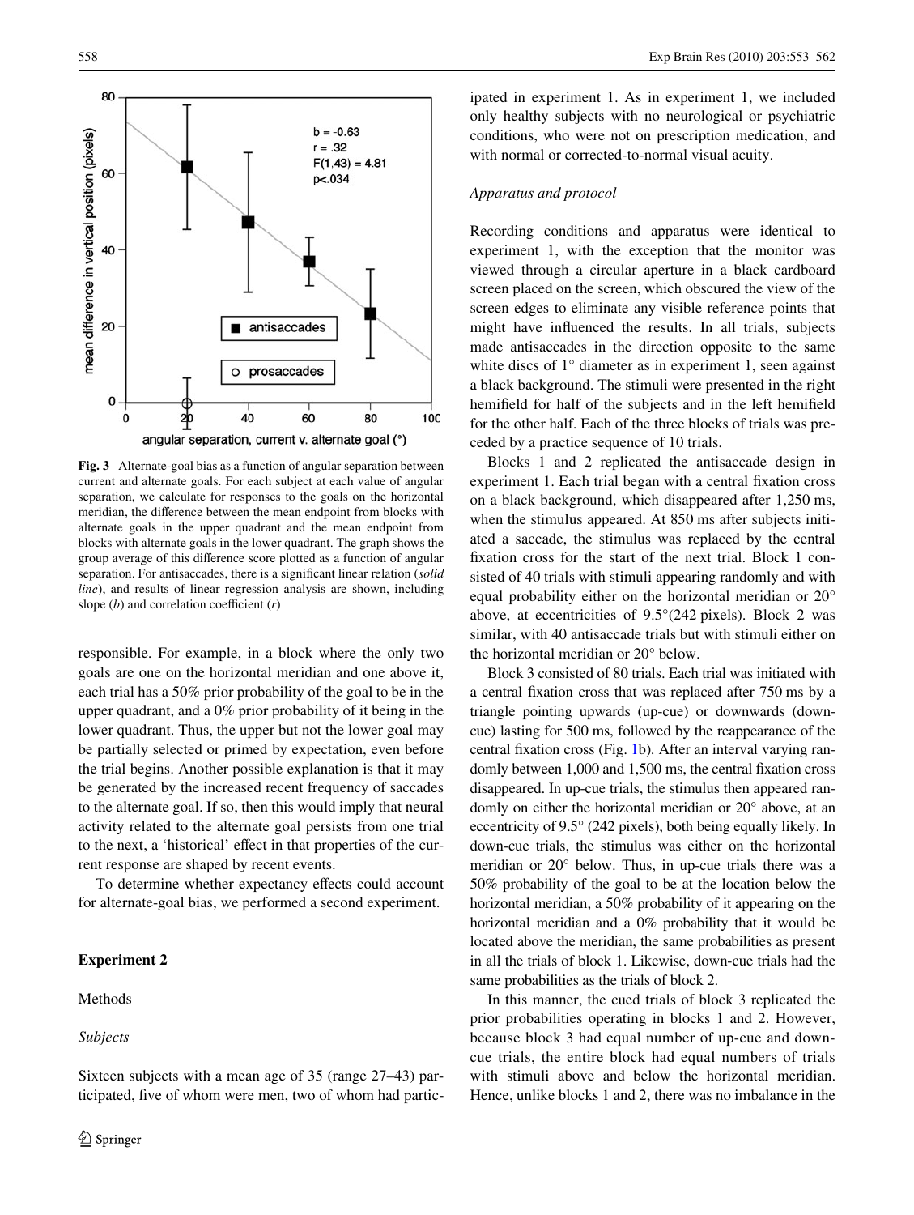Fig. 3 Alternate-goal bias as a function of angular separation between current and alternate goals. For each subject at each value of angular separation, we calculate for responses to the goals on the horizontal meridian, the difference between the mean endpoint from blocks with alternate goals in the upper quadrant and the mean endpoint from blocks with alternate goals in the lower quadrant. The graph shows the group average of this difference score plotted as a function of angular separation. For antisaccades, there is a significant linear relation (*solid line*), and results of linear regression analysis are shown, including slope ($b$) and correlation coefficient ($r$)

responsible. For example, in a block where the only two goals are one on the horizontal meridian and one above it, each trial has a 50% prior probability of the goal to be in the upper quadrant, and a 0% prior probability of it being in the lower quadrant. Thus, the upper but not the lower goal may be partially selected or primed by expectation, even before the trial begins. Another possible explanation is that it may be generated by the increased recent frequency of saccades to the alternate goal. If so, then this would imply that neural activity related to the alternate goal persists from one trial to the next, a 'historical' effect in that properties of the current response are shaped by recent events.

To determine whether expectancy effects could account for alternate-goal bias, we performed a second experiment.

## Experiment 2

### Methods

#### *Subjects*

Sixteen subjects with a mean age of 35 (range 27–43) participated, five of whom were men, two of whom had participated in experiment 1. As in experiment 1, we included only healthy subjects with no neurological or psychiatric conditions, who were not on prescription medication, and with normal or corrected-to-normal visual acuity.

#### *Apparatus and protocol*

Recording conditions and apparatus were identical to experiment 1, with the exception that the monitor was viewed through a circular aperture in a black cardboard screen placed on the screen, which obscured the view of the screen edges to eliminate any visible reference points that might have influenced the results. In all trials, subjects made antisaccades in the direction opposite to the same white discs of 1° diameter as in experiment 1, seen against a black background. The stimuli were presented in the right hemifield for half of the subjects and in the left hemifield for the other half. Each of the three blocks of trials was preceded by a practice sequence of 10 trials.

Blocks 1 and 2 replicated the antisaccade design in experiment 1. Each trial began with a central fixation cross on a black background, which disappeared after 1,250 ms, when the stimulus appeared. At 850 ms after subjects initiated a saccade, the stimulus was replaced by the central fixation cross for the start of the next trial. Block 1 consisted of 40 trials with stimuli appearing randomly and with equal probability either on the horizontal meridian or 20° above, at eccentricities of 9.5°(242 pixels). Block 2 was similar, with 40 antisaccade trials but with stimuli either on the horizontal meridian or 20° below.

Block 3 consisted of 80 trials. Each trial was initiated with a central fixation cross that was replaced after 750 ms by a triangle pointing upwards (up-cue) or downwards (down-cue) lasting for 500 ms, followed by the reappearance of the central fixation cross (Fig. 1b). After an interval varying randomly between 1,000 and 1,500 ms, the central fixation cross disappeared. In up-cue trials, the stimulus then appeared randomly on either the horizontal meridian or 20° above, at an eccentricity of 9.5° (242 pixels), both being equally likely. In down-cue trials, the stimulus was either on the horizontal meridian or 20° below. Thus, in up-cue trials there was a 50% probability of the goal to be at the location below the horizontal meridian, a 50% probability of it appearing on the horizontal meridian and a 0% probability that it would be located above the meridian, the same probabilities as present in all the trials of block 1. Likewise, down-cue trials had the same probabilities as the trials of block 2.

In this manner, the cued trials of block 3 replicated the prior probabilities operating in blocks 1 and 2. However, because block 3 had equal number of up-cue and down-cue trials, the entire block had equal numbers of trials with stimuli above and below the horizontal meridian. Hence, unlike blocks 1 and 2, there was no imbalance in the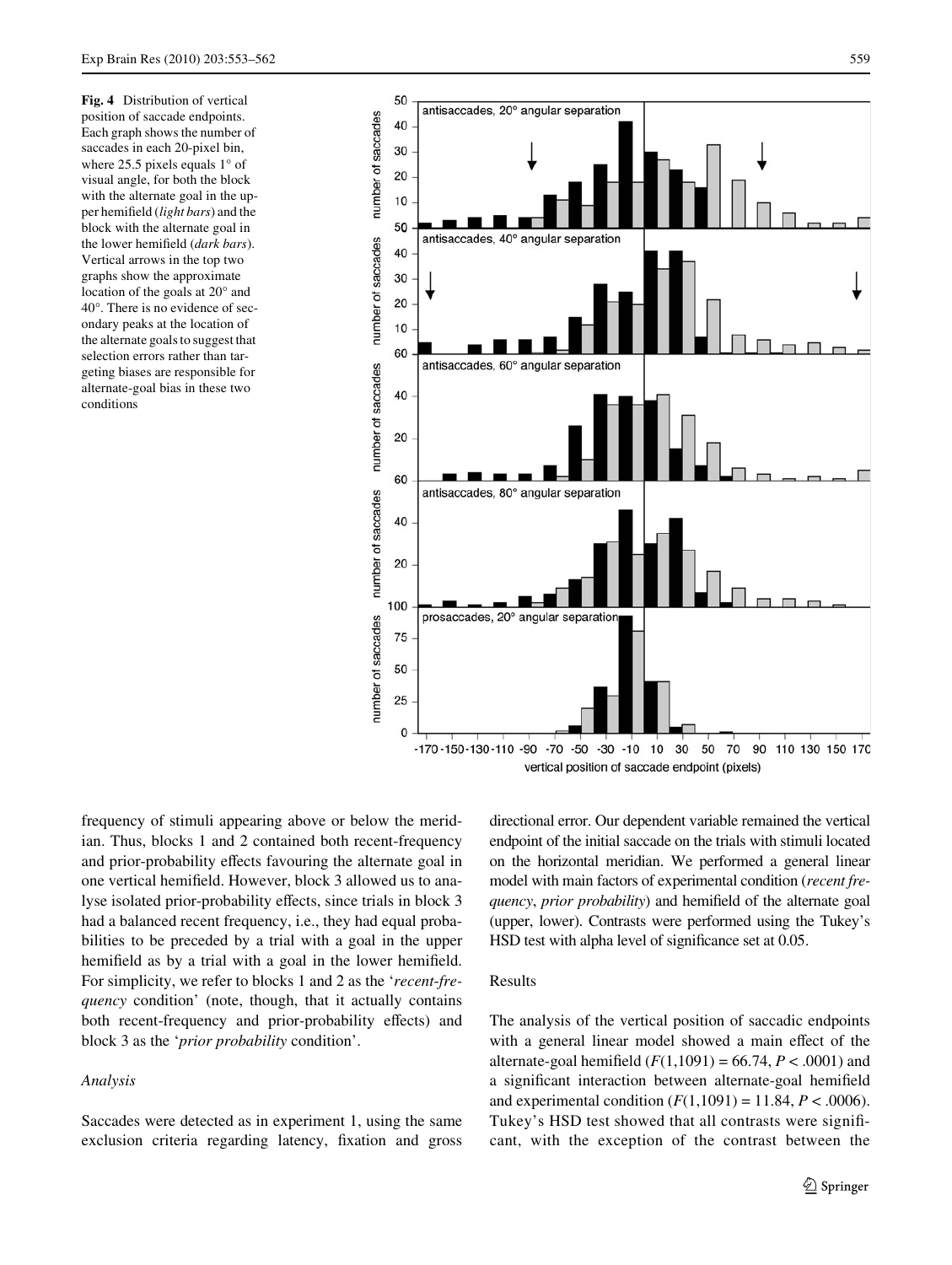**Fig. 4** Distribution of vertical position of saccade endpoints. Each graph shows the number of saccades in each 20-pixel bin, where 25.5 pixels equals 1° of visual angle, for both the block with the alternate goal in the upper hemifield (*light bars*) and the block with the alternate goal in the lower hemifield (*dark bars*). Vertical arrows in the top two graphs show the approximate location of the goals at 20° and 40°. There is no evidence of secondary peaks at the location of the alternate goals to suggest that selection errors rather than targeting biases are responsible for alternate-goal bias in these two conditions

frequency of stimuli appearing above or below the meridian. Thus, blocks 1 and 2 contained both recent-frequency and prior-probability effects favouring the alternate goal in one vertical hemifield. However, block 3 allowed us to analyse isolated prior-probability effects, since trials in block 3 had a balanced recent frequency, i.e., they had equal probabilities to be preceded by a trial with a goal in the upper hemifield as by a trial with a goal in the lower hemifield. For simplicity, we refer to blocks 1 and 2 as the '*recent-frequency* condition' (note, though, that it actually contains both recent-frequency and prior-probability effects) and block 3 as the '*prior probability* condition'.

*Analysis*

Saccades were detected as in experiment 1, using the same exclusion criteria regarding latency, fixation and gross directional error. Our dependent variable remained the vertical endpoint of the initial saccade on the trials with stimuli located on the horizontal meridian. We performed a general linear model with main factors of experimental condition (*recent frequency*, *prior probability*) and hemifield of the alternate goal (upper, lower). Contrasts were performed using the Tukey's HSD test with alpha level of significance set at 0.05.

Results

The analysis of the vertical position of saccadic endpoints with a general linear model showed a main effect of the alternate-goal hemifield ($F(1,1091) = 66.74$, $P < .0001$) and a significant interaction between alternate-goal hemifield and experimental condition ($F(1,1091) = 11.84$, $P < .0006$). Tukey's HSD test showed that all contrasts were significant, with the exception of the contrast between the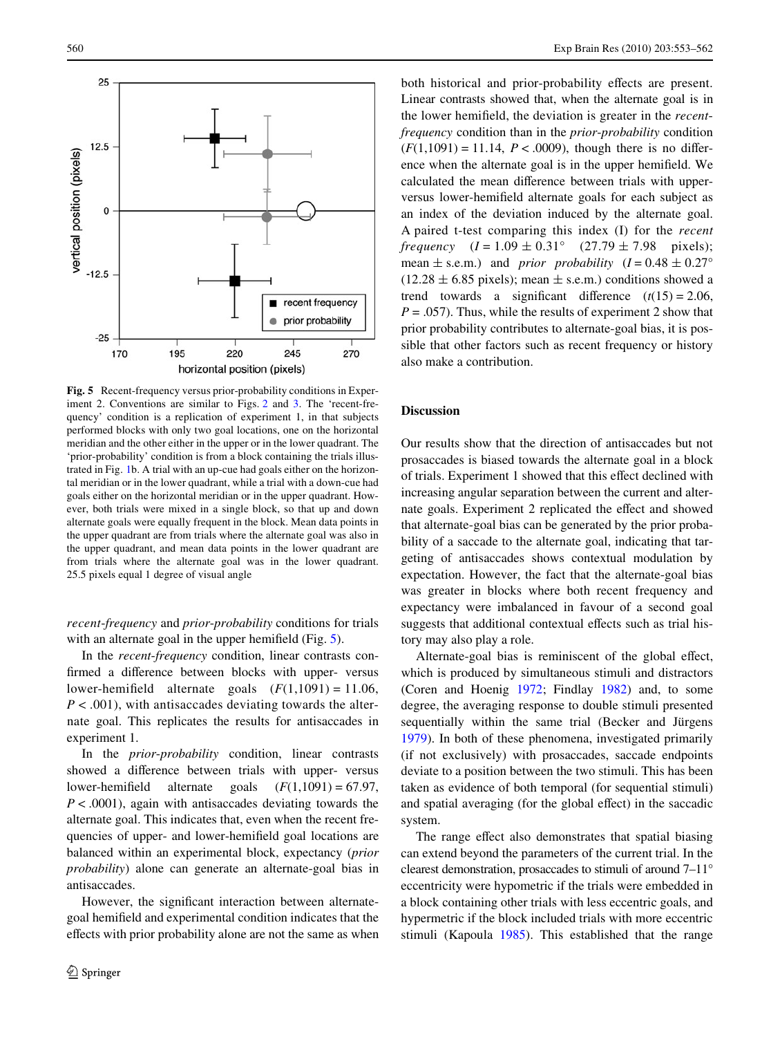Fig. 5 Recent-frequency versus prior-probability conditions in Experiment 2. Conventions are similar to Figs. 2 and 3. The 'recent-frequency' condition is a replication of experiment 1, in that subjects performed blocks with only two goal locations, one on the horizontal meridian and the other either in the upper or in the lower quadrant. The 'prior-probability' condition is from a block containing the trials illustrated in Fig. 1b. A trial with an up-cue had goals either on the horizontal meridian or in the lower quadrant, while a trial with a down-cue had goals either on the horizontal meridian or in the upper quadrant. However, both trials were mixed in a single block, so that up and down alternate goals were equally frequent in the block. Mean data points in the upper quadrant are from trials where the alternate goal was also in the upper quadrant, and mean data points in the lower quadrant are from trials where the alternate goal was in the lower quadrant. 25.5 pixels equal 1 degree of visual angle

*recent-frequency* and *prior-probability* conditions for trials with an alternate goal in the upper hemifield (Fig. 5).

In the *recent-frequency* condition, linear contrasts confirmed a difference between blocks with upper- versus lower-hemifield alternate goals ($F(1,1091) = 11.06$, $P < .001$), with antisaccades deviating towards the alternate goal. This replicates the results for antisaccades in experiment 1.

In the *prior-probability* condition, linear contrasts showed a difference between trials with upper- versus lower-hemifield alternate goals ($F(1,1091) = 67.97$, $P < .0001$), again with antisaccades deviating towards the alternate goal. This indicates that, even when the recent frequencies of upper- and lower-hemifield goal locations are balanced within an experimental block, expectancy (*prior probability*) alone can generate an alternate-goal bias in antisaccades.

However, the significant interaction between alternate-goal hemifield and experimental condition indicates that the effects with prior probability alone are not the same as when both historical and prior-probability effects are present. Linear contrasts showed that, when the alternate goal is in the lower hemifield, the deviation is greater in the *recent-frequency* condition than in the *prior-probability* condition ($F(1,1091) = 11.14$, $P < .0009$), though there is no difference when the alternate goal is in the upper hemifield. We calculated the mean difference between trials with upper- versus lower-hemifield alternate goals for each subject as an index of the deviation induced by the alternate goal. A paired t-test comparing this index (I) for the *recent frequency* ($I = 1.09 \pm 0.31°$ ($27.79 \pm 7.98$ pixels); mean $\pm$ s.e.m.) and *prior probability* ($I = 0.48 \pm 0.27°$ ($12.28 \pm 6.85$ pixels); mean $\pm$ s.e.m.) conditions showed a trend towards a significant difference ($t(15) = 2.06$, $P = .057$). Thus, while the results of experiment 2 show that prior probability contributes to alternate-goal bias, it is possible that other factors such as recent frequency or history also make a contribution.

## Discussion

Our results show that the direction of antisaccades but not prosaccades is biased towards the alternate goal in a block of trials. Experiment 1 showed that this effect declined with increasing angular separation between the current and alternate goals. Experiment 2 replicated the effect and showed that alternate-goal bias can be generated by the prior probability of a saccade to the alternate goal, indicating that targeting of antisaccades shows contextual modulation by expectation. However, the fact that the alternate-goal bias was greater in blocks where both recent frequency and expectancy were imbalanced in favour of a second goal suggests that additional contextual effects such as trial history may also play a role.

Alternate-goal bias is reminiscent of the global effect, which is produced by simultaneous stimuli and distractors (Coren and Hoenig 1972; Findlay 1982) and, to some degree, the averaging response to double stimuli presented sequentially within the same trial (Becker and Jürgens 1979). In both of these phenomena, investigated primarily (if not exclusively) with prosaccades, saccade endpoints deviate to a position between the two stimuli. This has been taken as evidence of both temporal (for sequential stimuli) and spatial averaging (for the global effect) in the saccadic system.

The range effect also demonstrates that spatial biasing can extend beyond the parameters of the current trial. In the clearest demonstration, prosaccades to stimuli of around 7–11° eccentricity were hypometric if the trials were embedded in a block containing other trials with less eccentric goals, and hypermetric if the block included trials with more eccentric stimuli (Kapoula 1985). This established that the range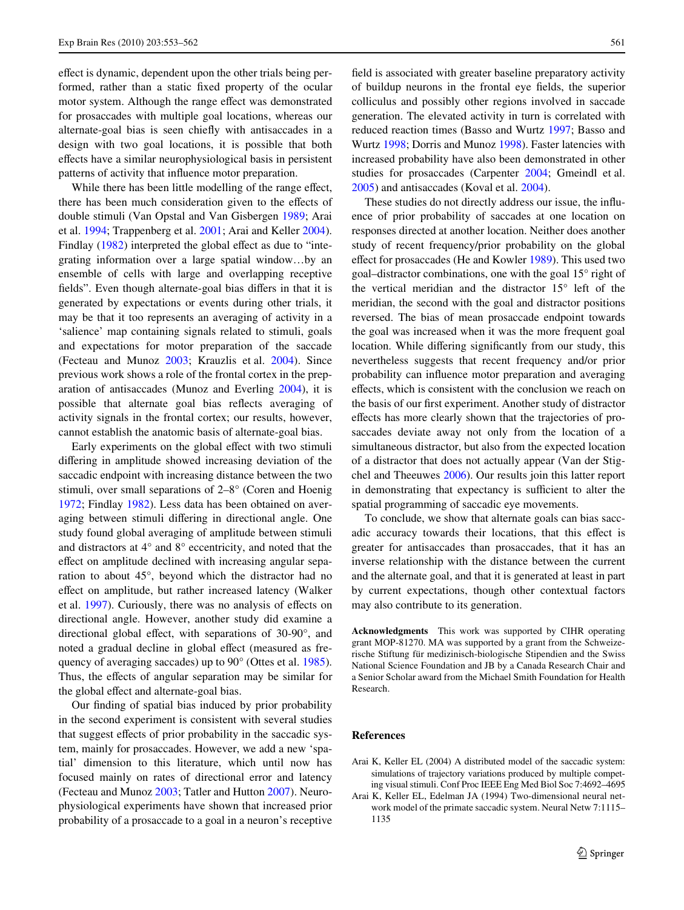effect is dynamic, dependent upon the other trials being performed, rather than a static fixed property of the ocular motor system. Although the range effect was demonstrated for prosaccades with multiple goal locations, whereas our alternate-goal bias is seen chiefly with antisaccades in a design with two goal locations, it is possible that both effects have a similar neurophysiological basis in persistent patterns of activity that influence motor preparation.

While there has been little modelling of the range effect, there has been much consideration given to the effects of double stimuli (Van Opstal and Van Gisbergen 1989; Arai et al. 1994; Trappenberg et al. 2001; Arai and Keller 2004). Findlay (1982) interpreted the global effect as due to "integrating information over a large spatial window…by an ensemble of cells with large and overlapping receptive fields". Even though alternate-goal bias differs in that it is generated by expectations or events during other trials, it may be that it too represents an averaging of activity in a 'salience' map containing signals related to stimuli, goals and expectations for motor preparation of the saccade (Fecteau and Munoz 2003; Krauzlis et al. 2004). Since previous work shows a role of the frontal cortex in the preparation of antisaccades (Munoz and Everling 2004), it is possible that alternate goal bias reflects averaging of activity signals in the frontal cortex; our results, however, cannot establish the anatomic basis of alternate-goal bias.

Early experiments on the global effect with two stimuli differing in amplitude showed increasing deviation of the saccadic endpoint with increasing distance between the two stimuli, over small separations of 2–8° (Coren and Hoenig 1972; Findlay 1982). Less data has been obtained on averaging between stimuli differing in directional angle. One study found global averaging of amplitude between stimuli and distractors at 4° and 8° eccentricity, and noted that the effect on amplitude declined with increasing angular separation to about 45°, beyond which the distractor had no effect on amplitude, but rather increased latency (Walker et al. 1997). Curiously, there was no analysis of effects on directional angle. However, another study did examine a directional global effect, with separations of 30-90°, and noted a gradual decline in global effect (measured as frequency of averaging saccades) up to 90° (Ottes et al. 1985). Thus, the effects of angular separation may be similar for the global effect and alternate-goal bias.

Our finding of spatial bias induced by prior probability in the second experiment is consistent with several studies that suggest effects of prior probability in the saccadic system, mainly for prosaccades. However, we add a new 'spatial' dimension to this literature, which until now has focused mainly on rates of directional error and latency (Fecteau and Munoz 2003; Tatler and Hutton 2007). Neurophysiological experiments have shown that increased prior probability of a prosaccade to a goal in a neuron's receptive field is associated with greater baseline preparatory activity of buildup neurons in the frontal eye fields, the superior colliculus and possibly other regions involved in saccade generation. The elevated activity in turn is correlated with reduced reaction times (Basso and Wurtz 1997; Basso and Wurtz 1998; Dorris and Munoz 1998). Faster latencies with increased probability have also been demonstrated in other studies for prosaccades (Carpenter 2004; Gmeindl et al. 2005) and antisaccades (Koval et al. 2004).

These studies do not directly address our issue, the influence of prior probability of saccades at one location on responses directed at another location. Neither does another study of recent frequency/prior probability on the global effect for prosaccades (He and Kowler 1989). This used two goal–distractor combinations, one with the goal 15° right of the vertical meridian and the distractor 15° left of the meridian, the second with the goal and distractor positions reversed. The bias of mean prosaccade endpoint towards the goal was increased when it was the more frequent goal location. While differing significantly from our study, this nevertheless suggests that recent frequency and/or prior probability can influence motor preparation and averaging effects, which is consistent with the conclusion we reach on the basis of our first experiment. Another study of distractor effects has more clearly shown that the trajectories of prosaccades deviate away not only from the location of a simultaneous distractor, but also from the expected location of a distractor that does not actually appear (Van der Stigchel and Theeuwes 2006). Our results join this latter report in demonstrating that expectancy is sufficient to alter the spatial programming of saccadic eye movements.

To conclude, we show that alternate goals can bias saccadic accuracy towards their locations, that this effect is greater for antisaccades than prosaccades, that it has an inverse relationship with the distance between the current and the alternate goal, and that it is generated at least in part by current expectations, though other contextual factors may also contribute to its generation.

**Acknowledgments** This work was supported by CIHR operating grant MOP-81270. MA was supported by a grant from the Schweizerische Stiftung für medizinisch-biologische Stipendien and the Swiss National Science Foundation and JB by a Canada Research Chair and a Senior Scholar award from the Michael Smith Foundation for Health Research.

## References

Arai K, Keller EL (2004) A distributed model of the saccadic system: simulations of trajectory variations produced by multiple competing visual stimuli. Conf Proc IEEE Eng Med Biol Soc 7:4692–4695

Arai K, Keller EL, Edelman JA (1994) Two-dimensional neural network model of the primate saccadic system. Neural Netw 7:1115–1135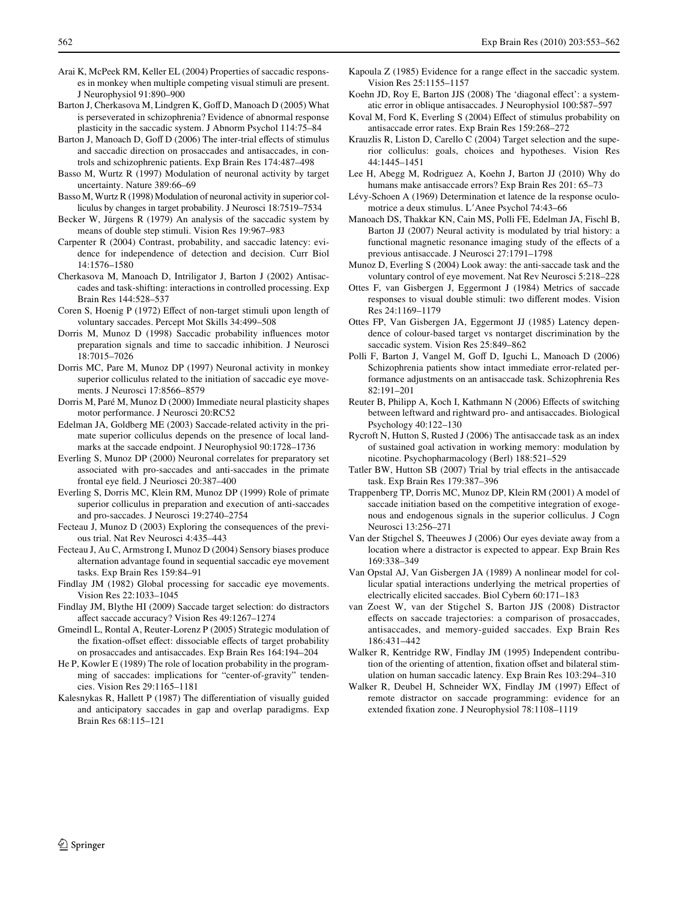Arai K, McPeek RM, Keller EL (2004) Properties of saccadic responses in monkey when multiple competing visual stimuli are present. J Neurophysiol 91:890–900

Barton J, Cherkasova M, Lindgren K, Goff D, Manoach D (2005) What is perseverated in schizophrenia? Evidence of abnormal response plasticity in the saccadic system. J Abnorm Psychol 114:75–84

Barton J, Manoach D, Goff D (2006) The inter-trial effects of stimulus and saccadic direction on prosaccades and antisaccades, in controls and schizophrenic patients. Exp Brain Res 174:487–498

Basso M, Wurtz R (1997) Modulation of neuronal activity by target uncertainty. Nature 389:66–69

Basso M, Wurtz R (1998) Modulation of neuronal activity in superior colliculus by changes in target probability. J Neurosci 18:7519–7534

Becker W, Jürgens R (1979) An analysis of the saccadic system by means of double step stimuli. Vision Res 19:967–983

Carpenter R (2004) Contrast, probability, and saccadic latency: evidence for independence of detection and decision. Curr Biol 14:1576–1580

Cherkasova M, Manoach D, Intriligator J, Barton J (2002) Antisaccades and task-shifting: interactions in controlled processing. Exp Brain Res 144:528–537

Coren S, Hoenig P (1972) Effect of non-target stimuli upon length of voluntary saccades. Percept Mot Skills 34:499–508

Dorris M, Munoz D (1998) Saccadic probability influences motor preparation signals and time to saccadic inhibition. J Neurosci 18:7015–7026

Dorris MC, Pare M, Munoz DP (1997) Neuronal activity in monkey superior colliculus related to the initiation of saccadic eye movements. J Neurosci 17:8566–8579

Dorris M, Paré M, Munoz D (2000) Immediate neural plasticity shapes motor performance. J Neurosci 20:RC52

Edelman JA, Goldberg ME (2003) Saccade-related activity in the primate superior colliculus depends on the presence of local landmarks at the saccade endpoint. J Neurophysiol 90:1728–1736

Everling S, Munoz DP (2000) Neuronal correlates for preparatory set associated with pro-saccades and anti-saccades in the primate frontal eye field. J Neuriosci 20:387–400

Everling S, Dorris MC, Klein RM, Munoz DP (1999) Role of primate superior colliculus in preparation and execution of anti-saccades and pro-saccades. J Neurosci 19:2740–2754

Fecteau J, Munoz D (2003) Exploring the consequences of the previous trial. Nat Rev Neurosci 4:435–443

Fecteau J, Au C, Armstrong I, Munoz D (2004) Sensory biases produce alternation advantage found in sequential saccadic eye movement tasks. Exp Brain Res 159:84–91

Findlay JM (1982) Global processing for saccadic eye movements. Vision Res 22:1033–1045

Findlay JM, Blythe HI (2009) Saccade target selection: do distractors affect saccade accuracy? Vision Res 49:1267–1274

Gmeindl L, Rontal A, Reuter-Lorenz P (2005) Strategic modulation of the fixation-offset effect: dissociable effects of target probability on prosaccades and antisaccades. Exp Brain Res 164:194–204

He P, Kowler E (1989) The role of location probability in the programming of saccades: implications for "center-of-gravity" tendencies. Vision Res 29:1165–1181

Kalesnykas R, Hallett P (1987) The differentiation of visually guided and anticipatory saccades in gap and overlap paradigms. Exp Brain Res 68:115–121

Kapoula Z (1985) Evidence for a range effect in the saccadic system. Vision Res 25:1155–1157

Koehn JD, Roy E, Barton JJS (2008) The 'diagonal effect': a systematic error in oblique antisaccades. J Neurophysiol 100:587–597

Koval M, Ford K, Everling S (2004) Effect of stimulus probability on antisaccade error rates. Exp Brain Res 159:268–272

Krauzlis R, Liston D, Carello C (2004) Target selection and the superior colliculus: goals, choices and hypotheses. Vision Res 44:1445–1451

Lee H, Abegg M, Rodriguez A, Koehn J, Barton JJ (2010) Why do humans make antisaccade errors? Exp Brain Res 201: 65–73

Lévy-Schoen A (1969) Determination et latence de la response oculomotrice a deux stimulus. L′Anee Psychol 74:43–66

Manoach DS, Thakkar KN, Cain MS, Polli FE, Edelman JA, Fischl B, Barton JJ (2007) Neural activity is modulated by trial history: a functional magnetic resonance imaging study of the effects of a previous antisaccade. J Neurosci 27:1791–1798

Munoz D, Everling S (2004) Look away: the anti-saccade task and the voluntary control of eye movement. Nat Rev Neurosci 5:218–228

Ottes F, van Gisbergen J, Eggermont J (1984) Metrics of saccade responses to visual double stimuli: two different modes. Vision Res 24:1169–1179

Ottes FP, Van Gisbergen JA, Eggermont JJ (1985) Latency dependence of colour-based target vs nontarget discrimination by the saccadic system. Vision Res 25:849–862

Polli F, Barton J, Vangel M, Goff D, Iguchi L, Manoach D (2006) Schizophrenia patients show intact immediate error-related performance adjustments on an antisaccade task. Schizophrenia Res 82:191–201

Reuter B, Philipp A, Koch I, Kathmann N (2006) Effects of switching between leftward and rightward pro- and antisaccades. Biological Psychology 40:122–130

Rycroft N, Hutton S, Rusted J (2006) The antisaccade task as an index of sustained goal activation in working memory: modulation by nicotine. Psychopharmacology (Berl) 188:521–529

Tatler BW, Hutton SB (2007) Trial by trial effects in the antisaccade task. Exp Brain Res 179:387–396

Trappenberg TP, Dorris MC, Munoz DP, Klein RM (2001) A model of saccade initiation based on the competitive integration of exogenous and endogenous signals in the superior colliculus. J Cogn Neurosci 13:256–271

Van der Stigchel S, Theeuwes J (2006) Our eyes deviate away from a location where a distractor is expected to appear. Exp Brain Res 169:338–349

Van Opstal AJ, Van Gisbergen JA (1989) A nonlinear model for collicular spatial interactions underlying the metrical properties of electrically elicited saccades. Biol Cybern 60:171–183

van Zoest W, van der Stigchel S, Barton JJS (2008) Distractor effects on saccade trajectories: a comparison of prosaccades, antisaccades, and memory-guided saccades. Exp Brain Res 186:431–442

Walker R, Kentridge RW, Findlay JM (1995) Independent contribution of the orienting of attention, fixation offset and bilateral stimulation on human saccadic latency. Exp Brain Res 103:294–310

Walker R, Deubel H, Schneider WX, Findlay JM (1997) Effect of remote distractor on saccade programming: evidence for an extended fixation zone. J Neurophysiol 78:1108–1119